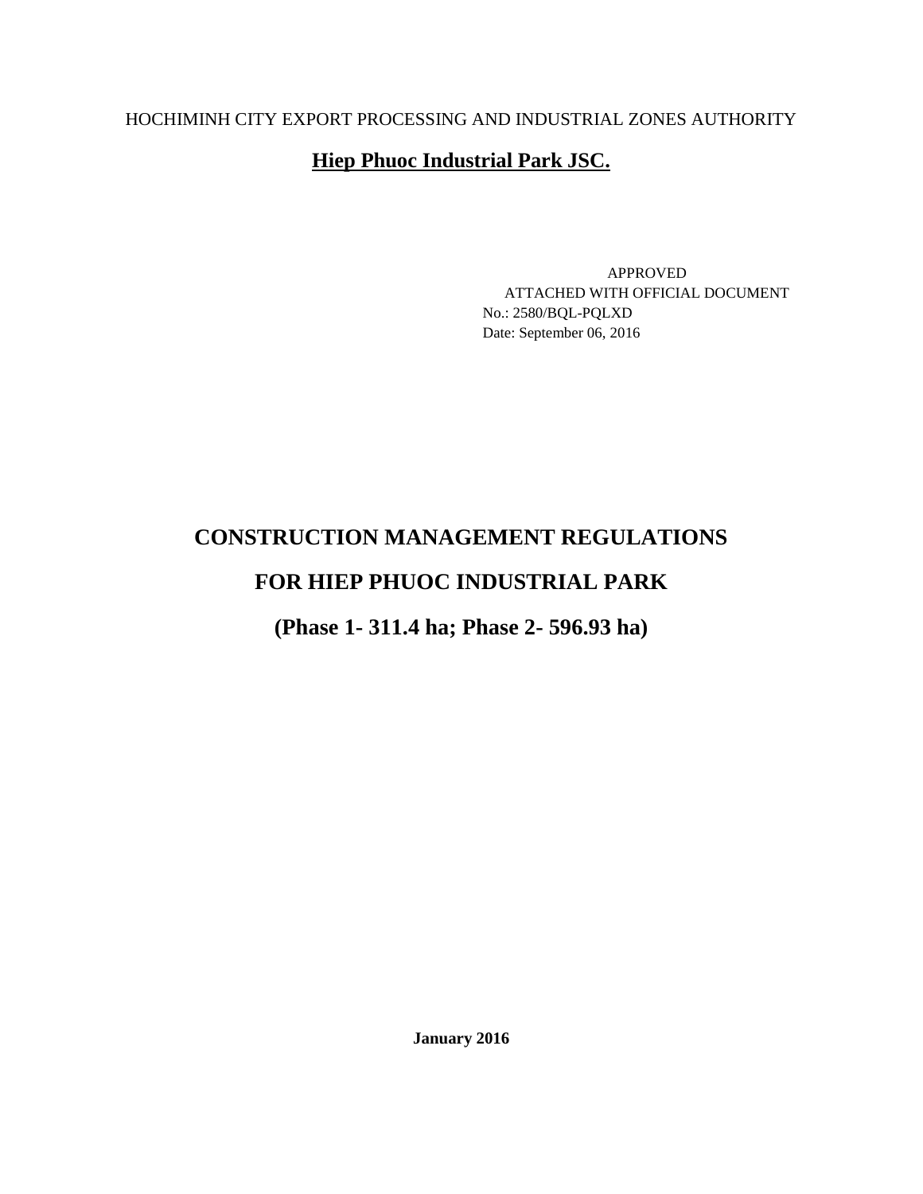HOCHIMINH CITY EXPORT PROCESSING AND INDUSTRIAL ZONES AUTHORITY

**Hiep Phuoc Industrial Park JSC.**

APPROVED

ATTACHED WITH OFFICIAL DOCUMENT

No.: 2580/BQL-PQLXD

Date: September 06, 2016

# CONSTRUCTION MANAGEMENT REGULATIONS

# FOR HIEP PHUOC INDUSTRIAL PARK

# (Phase 1- 311.4 ha; Phase 2- 596.93 ha)

**January 2016**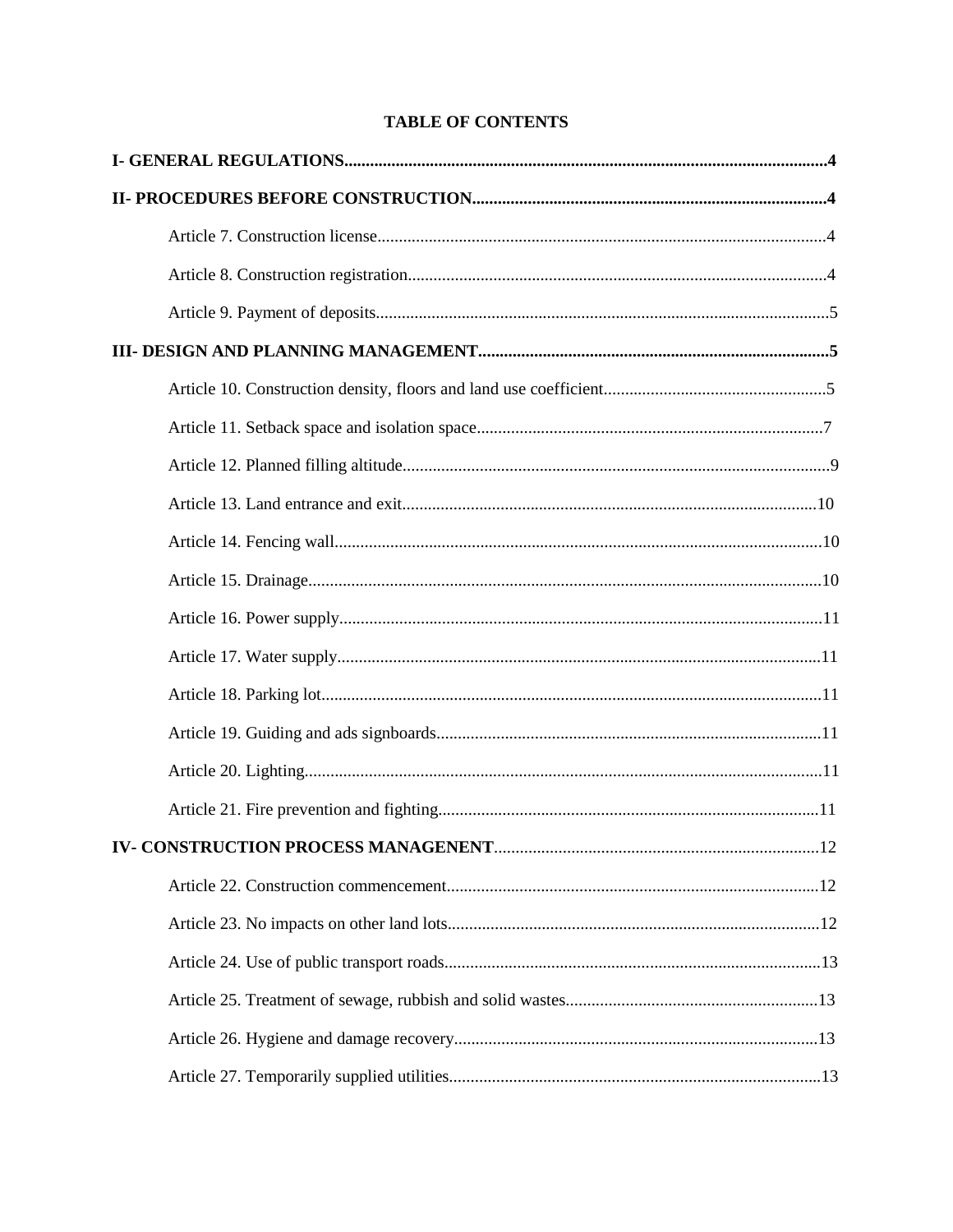# TABLE OF CONTENTS

**I- GENERAL REGULATIONS** ........................................ **4**

**II- PROCEDURES BEFORE CONSTRUCTION** ........................................ **4**

- Article 7. Construction license ........................................ 4
- Article 8. Construction registration ........................................ 4
- Article 9. Payment of deposits ........................................ 5

**III- DESIGN AND PLANNING MANAGEMENT** ........................................ **5**

- Article 10. Construction density, floors and land use coefficient ........................................ 5
- Article 11. Setback space and isolation space ........................................ 7
- Article 12. Planned filling altitude ........................................ 9
- Article 13. Land entrance and exit ........................................ 10
- Article 14. Fencing wall ........................................ 10
- Article 15. Drainage ........................................ 10
- Article 16. Power supply ........................................ 11
- Article 17. Water supply ........................................ 11
- Article 18. Parking lot ........................................ 11
- Article 19. Guiding and ads signboards ........................................ 11
- Article 20. Lighting ........................................ 11
- Article 21. Fire prevention and fighting ........................................ 11

**IV- CONSTRUCTION PROCESS MANAGENENT** ........................................ 12

- Article 22. Construction commencement ........................................ 12
- Article 23. No impacts on other land lots ........................................ 12
- Article 24. Use of public transport roads ........................................ 13
- Article 25. Treatment of sewage, rubbish and solid wastes ........................................ 13
- Article 26. Hygiene and damage recovery ........................................ 13
- Article 27. Temporarily supplied utilities ........................................ 13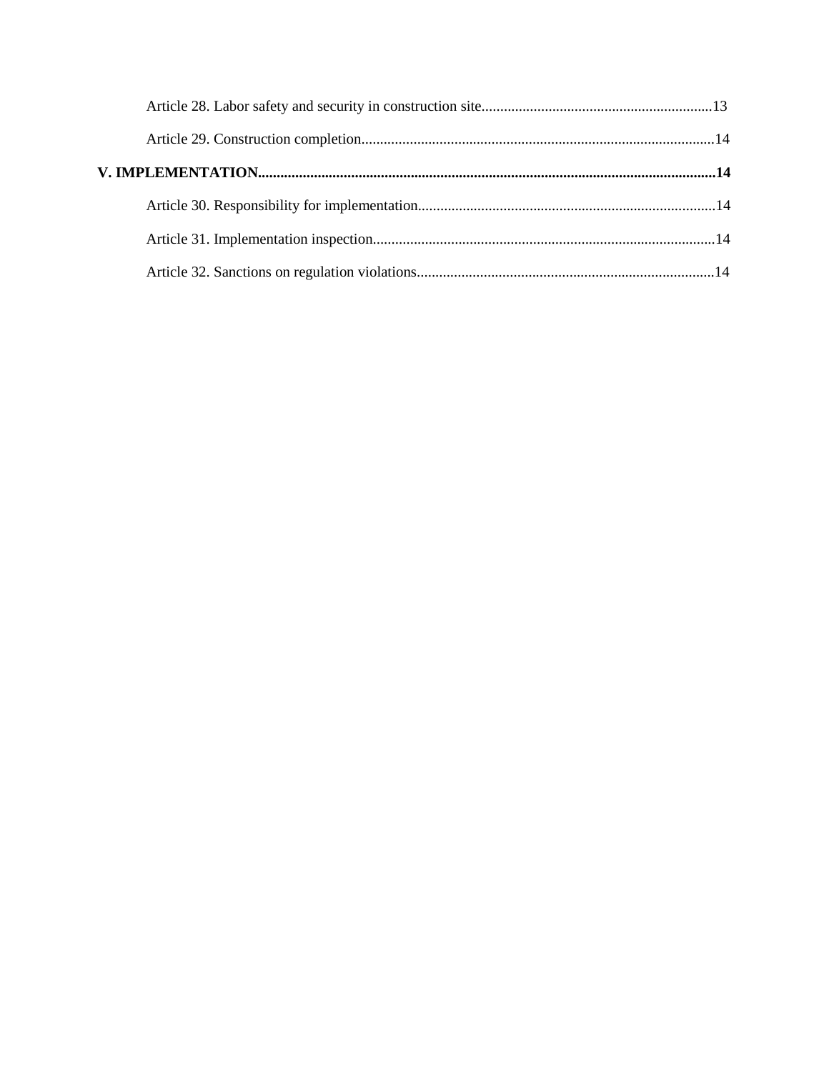Article 28. Labor safety and security in construction site..............................................................13

Article 29. Construction completion...............................................................................................14

**V. IMPLEMENTATION..........................................................................................................................14**

Article 30. Responsibility for implementation................................................................................14

Article 31. Implementation inspection............................................................................................14

Article 32. Sanctions on regulation violations................................................................................14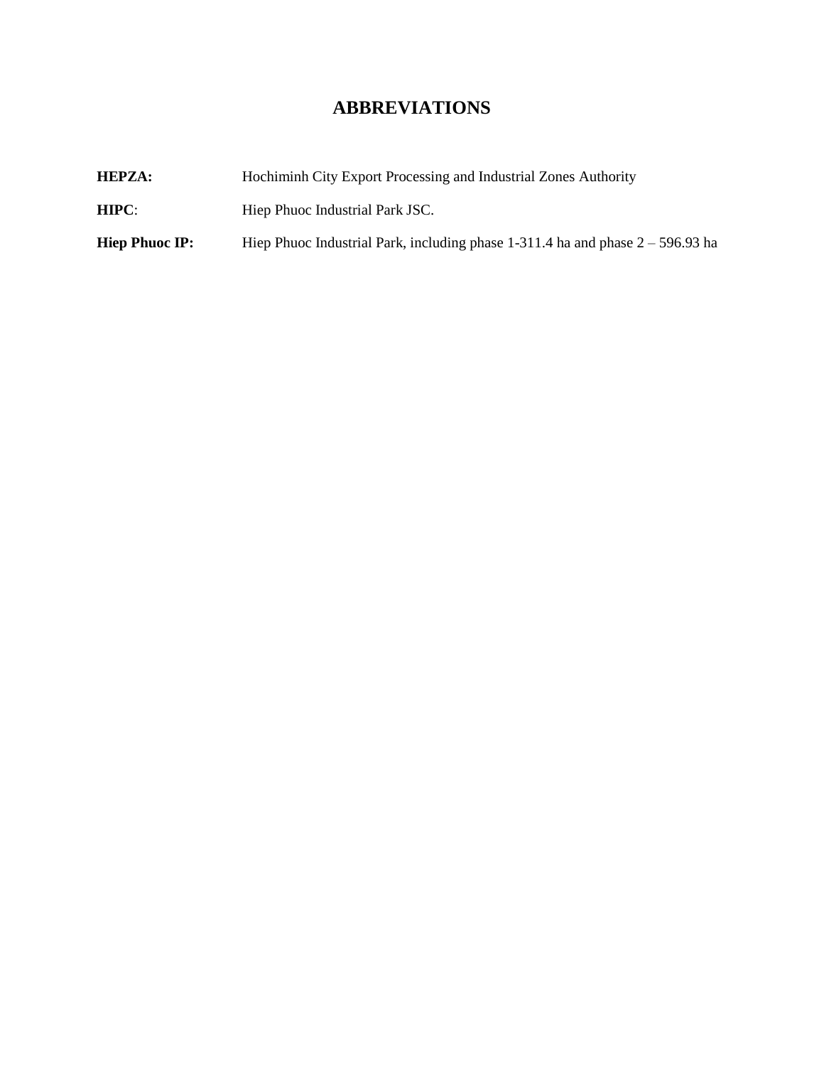# ABBREVIATIONS

**HEPZA:** Hochiminh City Export Processing and Industrial Zones Authority

**HIPC**: Hiep Phuoc Industrial Park JSC.

**Hiep Phuoc IP:** Hiep Phuoc Industrial Park, including phase 1-311.4 ha and phase 2 – 596.93 ha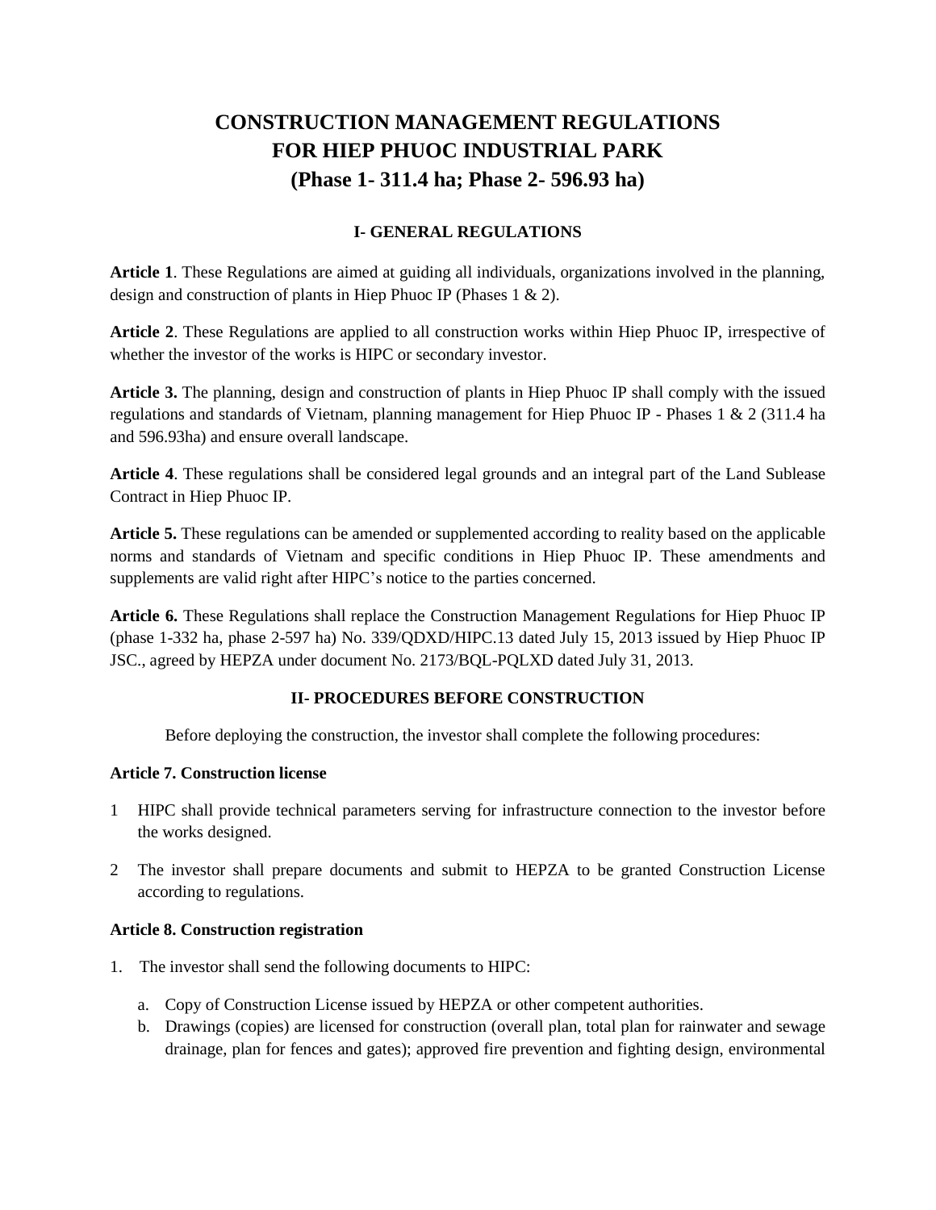# CONSTRUCTION MANAGEMENT REGULATIONS FOR HIEP PHUOC INDUSTRIAL PARK (Phase 1- 311.4 ha; Phase 2- 596.93 ha)

## I- GENERAL REGULATIONS

**Article 1**. These Regulations are aimed at guiding all individuals, organizations involved in the planning, design and construction of plants in Hiep Phuoc IP (Phases 1 & 2).

**Article 2**. These Regulations are applied to all construction works within Hiep Phuoc IP, irrespective of whether the investor of the works is HIPC or secondary investor.

**Article 3.** The planning, design and construction of plants in Hiep Phuoc IP shall comply with the issued regulations and standards of Vietnam, planning management for Hiep Phuoc IP - Phases 1 & 2 (311.4 ha and 596.93ha) and ensure overall landscape.

**Article 4**. These regulations shall be considered legal grounds and an integral part of the Land Sublease Contract in Hiep Phuoc IP.

**Article 5.** These regulations can be amended or supplemented according to reality based on the applicable norms and standards of Vietnam and specific conditions in Hiep Phuoc IP. These amendments and supplements are valid right after HIPC's notice to the parties concerned.

**Article 6.** These Regulations shall replace the Construction Management Regulations for Hiep Phuoc IP (phase 1-332 ha, phase 2-597 ha) No. 339/QDXD/HIPC.13 dated July 15, 2013 issued by Hiep Phuoc IP JSC., agreed by HEPZA under document No. 2173/BQL-PQLXD dated July 31, 2013.

## II- PROCEDURES BEFORE CONSTRUCTION

Before deploying the construction, the investor shall complete the following procedures:

### Article 7. Construction license

1 HIPC shall provide technical parameters serving for infrastructure connection to the investor before the works designed.

2 The investor shall prepare documents and submit to HEPZA to be granted Construction License according to regulations.

### Article 8. Construction registration

1. The investor shall send the following documents to HIPC:

   a. Copy of Construction License issued by HEPZA or other competent authorities.
   b. Drawings (copies) are licensed for construction (overall plan, total plan for rainwater and sewage drainage, plan for fences and gates); approved fire prevention and fighting design, environmental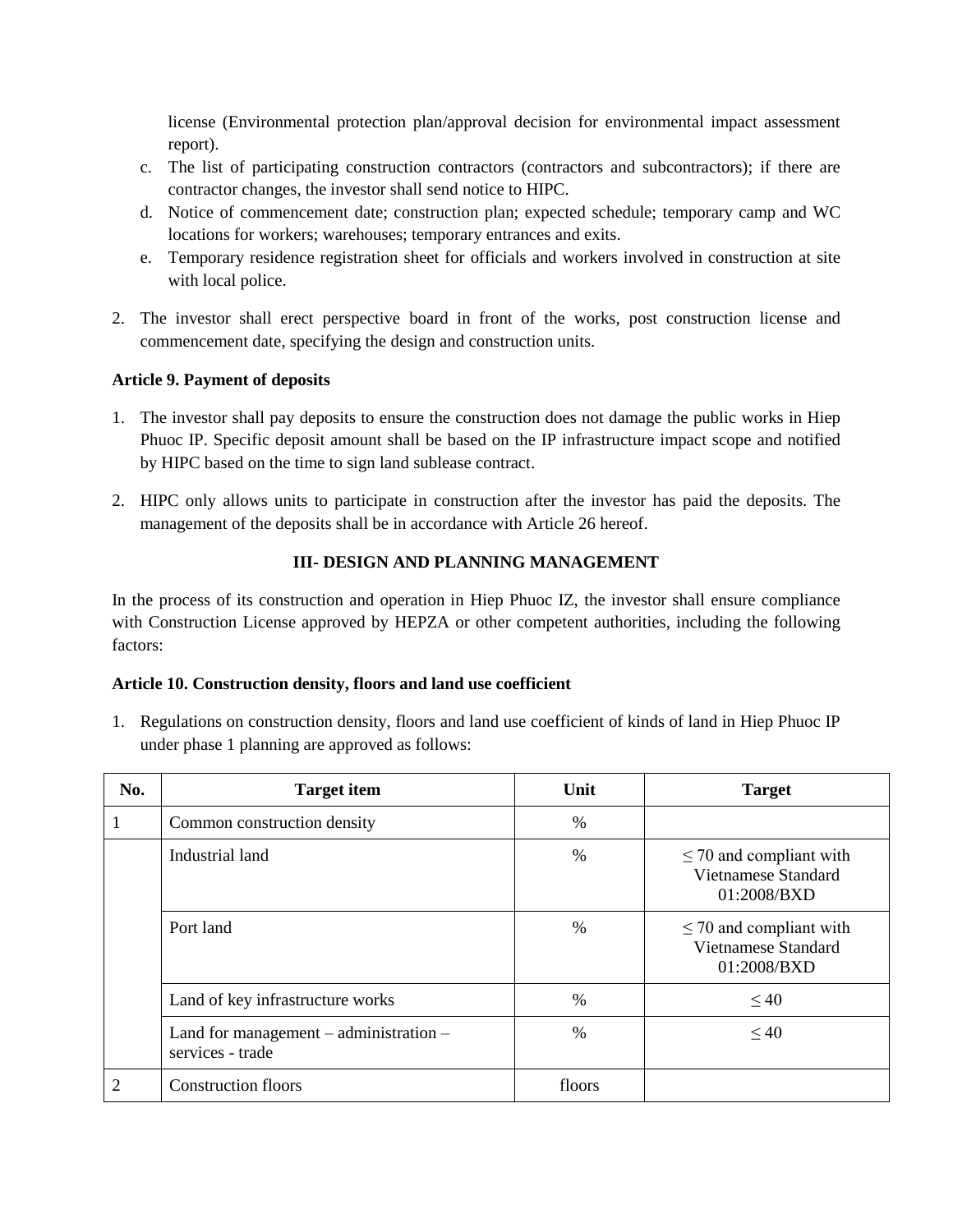license (Environmental protection plan/approval decision for environmental impact assessment report).

c. The list of participating construction contractors (contractors and subcontractors); if there are contractor changes, the investor shall send notice to HIPC.
d. Notice of commencement date; construction plan; expected schedule; temporary camp and WC locations for workers; warehouses; temporary entrances and exits.
e. Temporary residence registration sheet for officials and workers involved in construction at site with local police.

2. The investor shall erect perspective board in front of the works, post construction license and commencement date, specifying the design and construction units.

**Article 9. Payment of deposits**

1. The investor shall pay deposits to ensure the construction does not damage the public works in Hiep Phuoc IP. Specific deposit amount shall be based on the IP infrastructure impact scope and notified by HIPC based on the time to sign land sublease contract.

2. HIPC only allows units to participate in construction after the investor has paid the deposits. The management of the deposits shall be in accordance with Article 26 hereof.

**III- DESIGN AND PLANNING MANAGEMENT**

In the process of its construction and operation in Hiep Phuoc IZ, the investor shall ensure compliance with Construction License approved by HEPZA or other competent authorities, including the following factors:

**Article 10. Construction density, floors and land use coefficient**

1. Regulations on construction density, floors and land use coefficient of kinds of land in Hiep Phuoc IP under phase 1 planning are approved as follows:

| No. | Target item | Unit | Target |
|---|---|---|---|
| 1 | Common construction density | % | |
| | Industrial land | % | ≤ 70 and compliant with Vietnamese Standard 01:2008/BXD |
| | Port land | % | ≤ 70 and compliant with Vietnamese Standard 01:2008/BXD |
| | Land of key infrastructure works | % | ≤ 40 |
| | Land for management – administration – services - trade | % | ≤ 40 |
| 2 | Construction floors | floors | |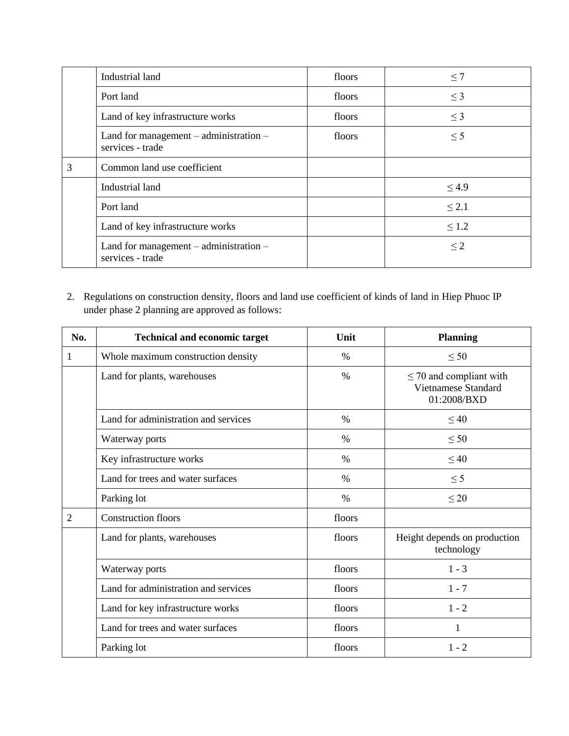| | | | |
|---|---|---|---|
| | Industrial land | floors | ≤ 7 |
| | Port land | floors | ≤ 3 |
| | Land of key infrastructure works | floors | ≤ 3 |
| | Land for management – administration – services - trade | floors | ≤ 5 |
| 3 | Common land use coefficient | | |
| | Industrial land | | ≤ 4.9 |
| | Port land | | ≤ 2.1 |
| | Land of key infrastructure works | | ≤ 1.2 |
| | Land for management – administration – services - trade | | ≤ 2 |

2. Regulations on construction density, floors and land use coefficient of kinds of land in Hiep Phuoc IP under phase 2 planning are approved as follows:

| No. | Technical and economic target | Unit | Planning |
|---|---|---|---|
| 1 | Whole maximum construction density | % | ≤ 50 |
| | Land for plants, warehouses | % | ≤ 70 and compliant with Vietnamese Standard 01:2008/BXD |
| | Land for administration and services | % | ≤ 40 |
| | Waterway ports | % | ≤ 50 |
| | Key infrastructure works | % | ≤ 40 |
| | Land for trees and water surfaces | % | ≤ 5 |
| | Parking lot | % | ≤ 20 |
| 2 | Construction floors | floors | |
| | Land for plants, warehouses | floors | Height depends on production technology |
| | Waterway ports | floors | 1 - 3 |
| | Land for administration and services | floors | 1 - 7 |
| | Land for key infrastructure works | floors | 1 - 2 |
| | Land for trees and water surfaces | floors | 1 |
| | Parking lot | floors | 1 - 2 |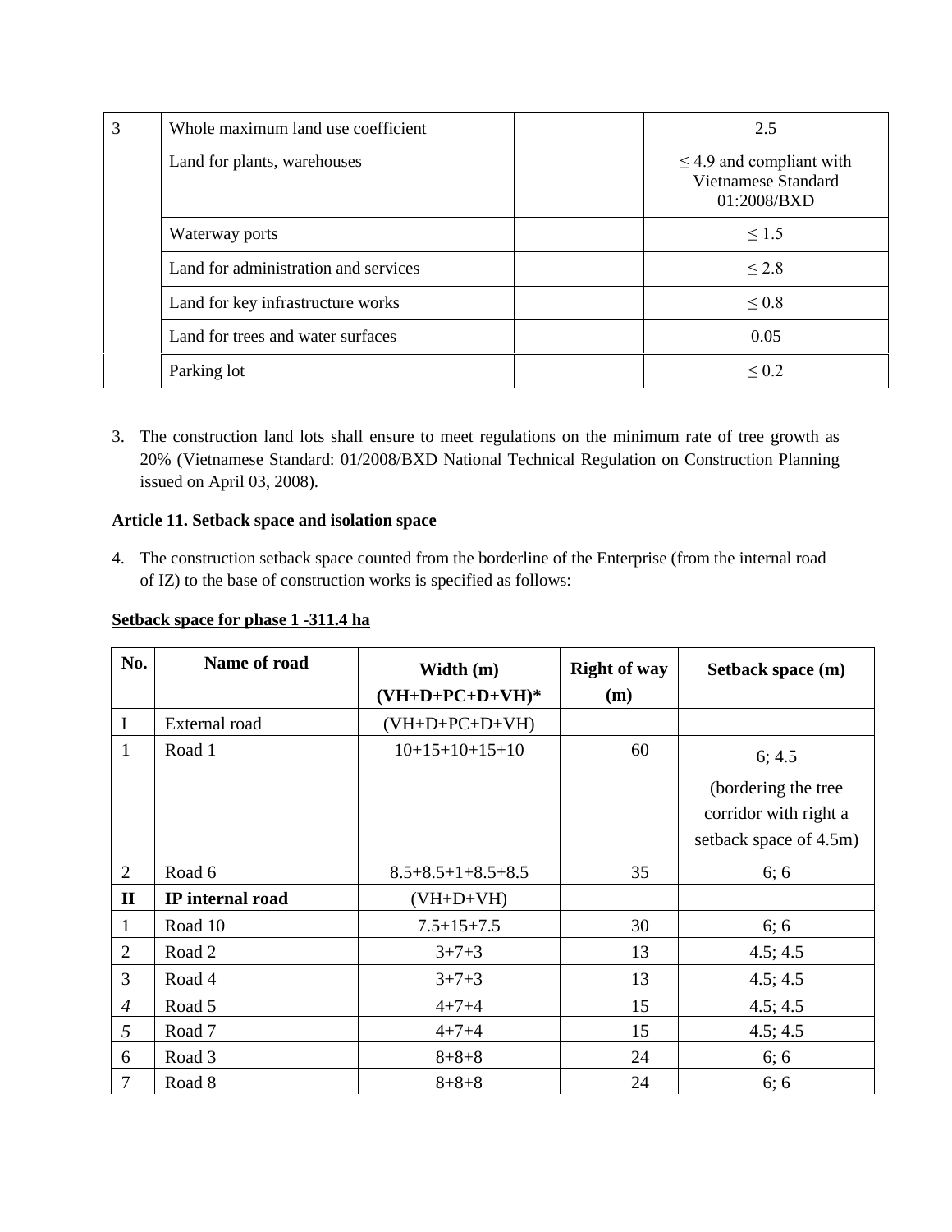| 3 | Whole maximum land use coefficient | | 2.5 |
|---|---|---|---|
| | Land for plants, warehouses | | ≤ 4.9 and compliant with Vietnamese Standard 01:2008/BXD |
| | Waterway ports | | ≤ 1.5 |
| | Land for administration and services | | ≤ 2.8 |
| | Land for key infrastructure works | | ≤ 0.8 |
| | Land for trees and water surfaces | | 0.05 |
| | Parking lot | | ≤ 0.2 |

3. The construction land lots shall ensure to meet regulations on the minimum rate of tree growth as 20% (Vietnamese Standard: 01/2008/BXD National Technical Regulation on Construction Planning issued on April 03, 2008).

**Article 11. Setback space and isolation space**

4. The construction setback space counted from the borderline of the Enterprise (from the internal road of IZ) to the base of construction works is specified as follows:

**Setback space for phase 1 -311.4 ha**

| No. | Name of road | Width (m) (VH+D+PC+D+VH)* | Right of way (m) | Setback space (m) |
|---|---|---|---|---|
| I | External road | (VH+D+PC+D+VH) | | |
| 1 | Road 1 | 10+15+10+15+10 | 60 | 6; 4.5 (bordering the tree corridor with right a setback space of 4.5m) |
| 2 | Road 6 | 8.5+8.5+1+8.5+8.5 | 35 | 6; 6 |
| **II** | **IP internal road** | (VH+D+VH) | | |
| 1 | Road 10 | 7.5+15+7.5 | 30 | 6; 6 |
| 2 | Road 2 | 3+7+3 | 13 | 4.5; 4.5 |
| 3 | Road 4 | 3+7+3 | 13 | 4.5; 4.5 |
| *4* | Road 5 | 4+7+4 | 15 | 4.5; 4.5 |
| *5* | Road 7 | 4+7+4 | 15 | 4.5; 4.5 |
| 6 | Road 3 | 8+8+8 | 24 | 6; 6 |
| 7 | Road 8 | 8+8+8 | 24 | 6; 6 |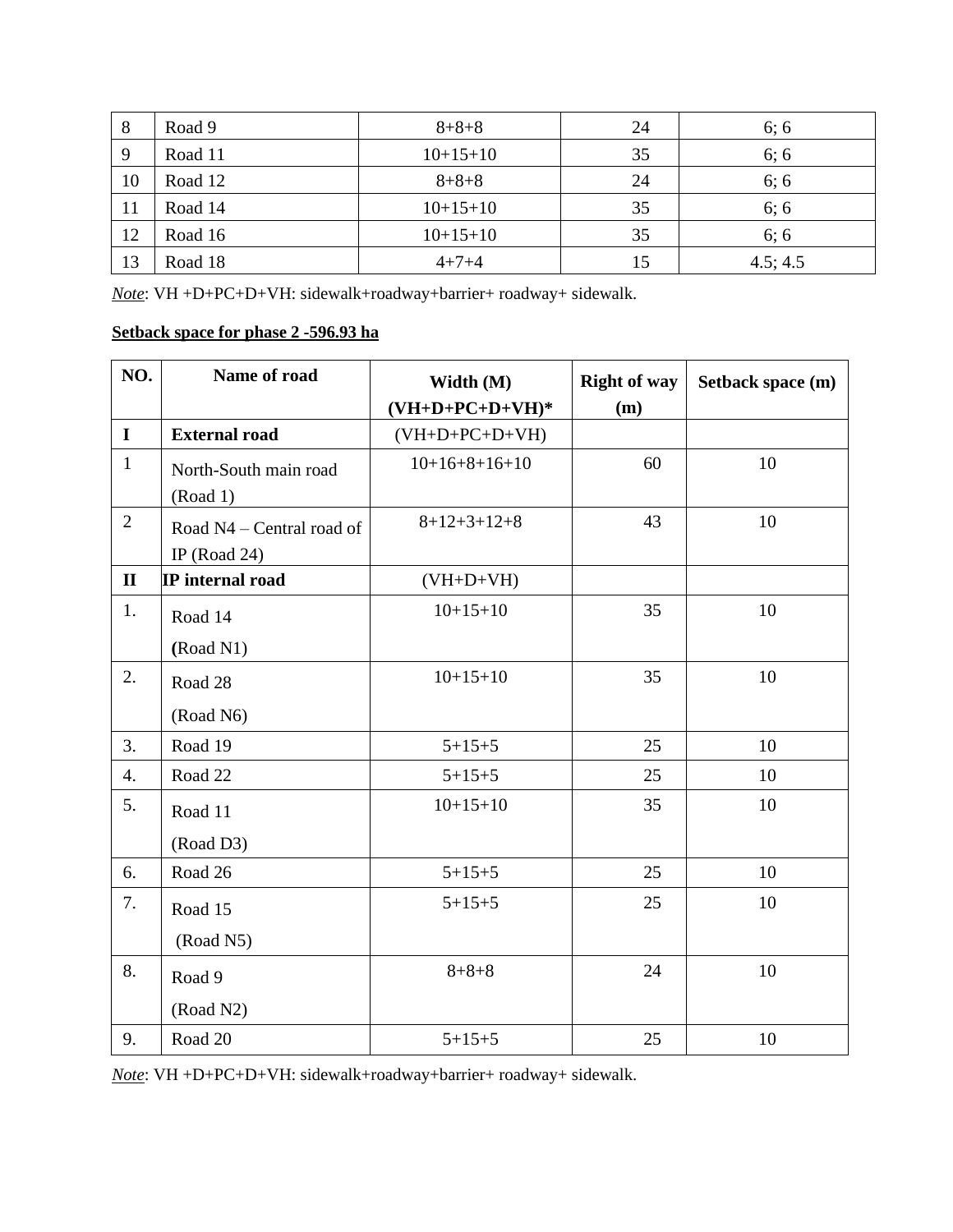| 8 | Road 9 | 8+8+8 | 24 | 6; 6 |
|---|---|---|---|---|
| 9 | Road 11 | 10+15+10 | 35 | 6; 6 |
| 10 | Road 12 | 8+8+8 | 24 | 6; 6 |
| 11 | Road 14 | 10+15+10 | 35 | 6; 6 |
| 12 | Road 16 | 10+15+10 | 35 | 6; 6 |
| 13 | Road 18 | 4+7+4 | 15 | 4.5; 4.5 |

*Note*: VH +D+PC+D+VH: sidewalk+roadway+barrier+ roadway+ sidewalk.

**Setback space for phase 2 -596.93 ha**

| NO. | Name of road | Width (M) (VH+D+PC+D+VH)* | Right of way (m) | Setback space (m) |
|---|---|---|---|---|
| **I** | **External road** | (VH+D+PC+D+VH) | | |
| 1 | North-South main road (Road 1) | 10+16+8+16+10 | 60 | 10 |
| 2 | Road N4 – Central road of IP (Road 24) | 8+12+3+12+8 | 43 | 10 |
| **II** | **IP internal road** | (VH+D+VH) | | |
| 1. | Road 14 (Road N1) | 10+15+10 | 35 | 10 |
| 2. | Road 28 (Road N6) | 10+15+10 | 35 | 10 |
| 3. | Road 19 | 5+15+5 | 25 | 10 |
| 4. | Road 22 | 5+15+5 | 25 | 10 |
| 5. | Road 11 (Road D3) | 10+15+10 | 35 | 10 |
| 6. | Road 26 | 5+15+5 | 25 | 10 |
| 7. | Road 15 (Road N5) | 5+15+5 | 25 | 10 |
| 8. | Road 9 (Road N2) | 8+8+8 | 24 | 10 |
| 9. | Road 20 | 5+15+5 | 25 | 10 |

*Note*: VH +D+PC+D+VH: sidewalk+roadway+barrier+ roadway+ sidewalk.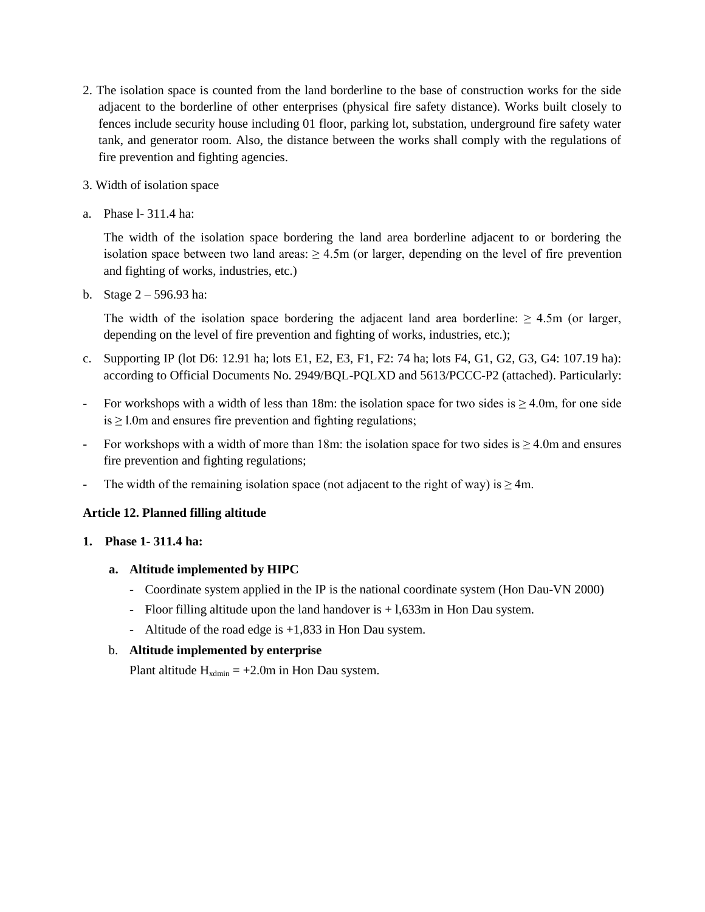2. The isolation space is counted from the land borderline to the base of construction works for the side adjacent to the borderline of other enterprises (physical fire safety distance). Works built closely to fences include security house including 01 floor, parking lot, substation, underground fire safety water tank, and generator room. Also, the distance between the works shall comply with the regulations of fire prevention and fighting agencies.

3. Width of isolation space

a. Phase l- 311.4 ha:

   The width of the isolation space bordering the land area borderline adjacent to or bordering the isolation space between two land areas: ≥ 4.5m (or larger, depending on the level of fire prevention and fighting of works, industries, etc.)

b. Stage 2 – 596.93 ha:

   The width of the isolation space bordering the adjacent land area borderline: ≥ 4.5m (or larger, depending on the level of fire prevention and fighting of works, industries, etc.);

c. Supporting IP (lot D6: 12.91 ha; lots E1, E2, E3, F1, F2: 74 ha; lots F4, G1, G2, G3, G4: 107.19 ha): according to Official Documents No. 2949/BQL-PQLXD and 5613/PCCC-P2 (attached). Particularly:

- For workshops with a width of less than 18m: the isolation space for two sides is ≥ 4.0m, for one side is ≥ l.0m and ensures fire prevention and fighting regulations;
- For workshops with a width of more than 18m: the isolation space for two sides is ≥ 4.0m and ensures fire prevention and fighting regulations;
- The width of the remaining isolation space (not adjacent to the right of way) is ≥ 4m.

**Article 12. Planned filling altitude**

**1. Phase 1- 311.4 ha:**

**a. Altitude implemented by HIPC**

- Coordinate system applied in the IP is the national coordinate system (Hon Dau-VN 2000)
- Floor filling altitude upon the land handover is + l,633m in Hon Dau system.
- Altitude of the road edge is +1,833 in Hon Dau system.

b. **Altitude implemented by enterprise**

Plant altitude $H_{xdmin}$ = +2.0m in Hon Dau system.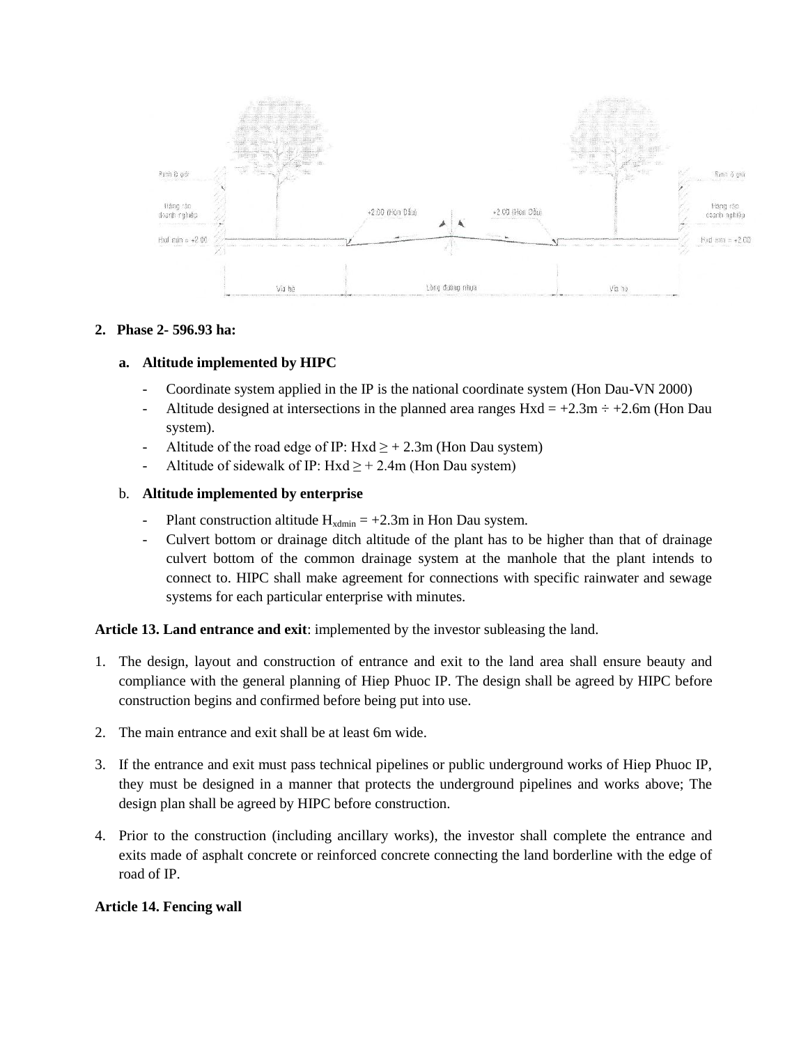2. **Phase 2- 596.93 ha:**

   a. **Altitude implemented by HIPC**

   - Coordinate system applied in the IP is the national coordinate system (Hon Dau-VN 2000)
   - Altitude designed at intersections in the planned area ranges Hxd = +2.3m ÷ +2.6m (Hon Dau system).
   - Altitude of the road edge of IP: Hxd ≥ + 2.3m (Hon Dau system)
   - Altitude of sidewalk of IP: Hxd ≥ + 2.4m (Hon Dau system)

   b. **Altitude implemented by enterprise**

   - Plant construction altitude $H_{xdmin}$ = +2.3m in Hon Dau system.
   - Culvert bottom or drainage ditch altitude of the plant has to be higher than that of drainage culvert bottom of the common drainage system at the manhole that the plant intends to connect to. HIPC shall make agreement for connections with specific rainwater and sewage systems for each particular enterprise with minutes.

**Article 13. Land entrance and exit**: implemented by the investor subleasing the land.

1. The design, layout and construction of entrance and exit to the land area shall ensure beauty and compliance with the general planning of Hiep Phuoc IP. The design shall be agreed by HIPC before construction begins and confirmed before being put into use.
2. The main entrance and exit shall be at least 6m wide.
3. If the entrance and exit must pass technical pipelines or public underground works of Hiep Phuoc IP, they must be designed in a manner that protects the underground pipelines and works above; The design plan shall be agreed by HIPC before construction.
4. Prior to the construction (including ancillary works), the investor shall complete the entrance and exits made of asphalt concrete or reinforced concrete connecting the land borderline with the edge of road of IP.

**Article 14. Fencing wall**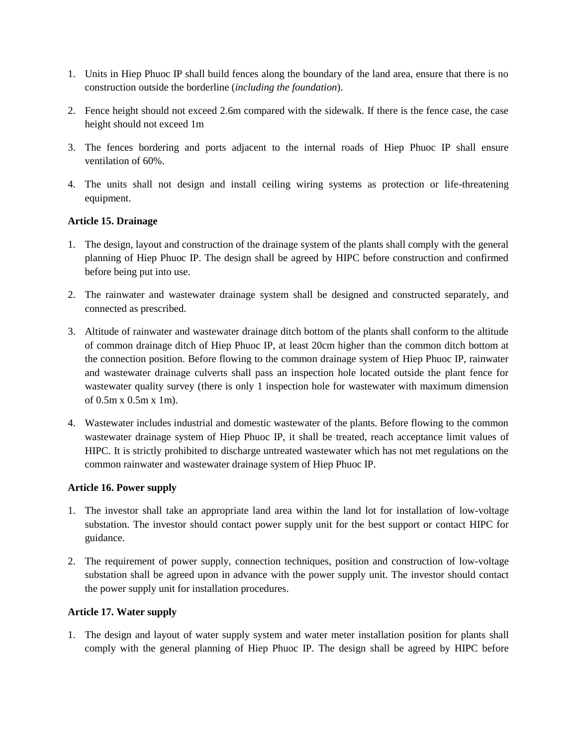1. Units in Hiep Phuoc IP shall build fences along the boundary of the land area, ensure that there is no construction outside the borderline (*including the foundation*).

2. Fence height should not exceed 2.6m compared with the sidewalk. If there is the fence case, the case height should not exceed 1m

3. The fences bordering and ports adjacent to the internal roads of Hiep Phuoc IP shall ensure ventilation of 60%.

4. The units shall not design and install ceiling wiring systems as protection or life-threatening equipment.

**Article 15. Drainage**

1. The design, layout and construction of the drainage system of the plants shall comply with the general planning of Hiep Phuoc IP. The design shall be agreed by HIPC before construction and confirmed before being put into use.

2. The rainwater and wastewater drainage system shall be designed and constructed separately, and connected as prescribed.

3. Altitude of rainwater and wastewater drainage ditch bottom of the plants shall conform to the altitude of common drainage ditch of Hiep Phuoc IP, at least 20cm higher than the common ditch bottom at the connection position. Before flowing to the common drainage system of Hiep Phuoc IP, rainwater and wastewater drainage culverts shall pass an inspection hole located outside the plant fence for wastewater quality survey (there is only 1 inspection hole for wastewater with maximum dimension of 0.5m x 0.5m x 1m).

4. Wastewater includes industrial and domestic wastewater of the plants. Before flowing to the common wastewater drainage system of Hiep Phuoc IP, it shall be treated, reach acceptance limit values of HIPC. It is strictly prohibited to discharge untreated wastewater which has not met regulations on the common rainwater and wastewater drainage system of Hiep Phuoc IP.

**Article 16. Power supply**

1. The investor shall take an appropriate land area within the land lot for installation of low-voltage substation. The investor should contact power supply unit for the best support or contact HIPC for guidance.

2. The requirement of power supply, connection techniques, position and construction of low-voltage substation shall be agreed upon in advance with the power supply unit. The investor should contact the power supply unit for installation procedures.

**Article 17. Water supply**

1. The design and layout of water supply system and water meter installation position for plants shall comply with the general planning of Hiep Phuoc IP. The design shall be agreed by HIPC before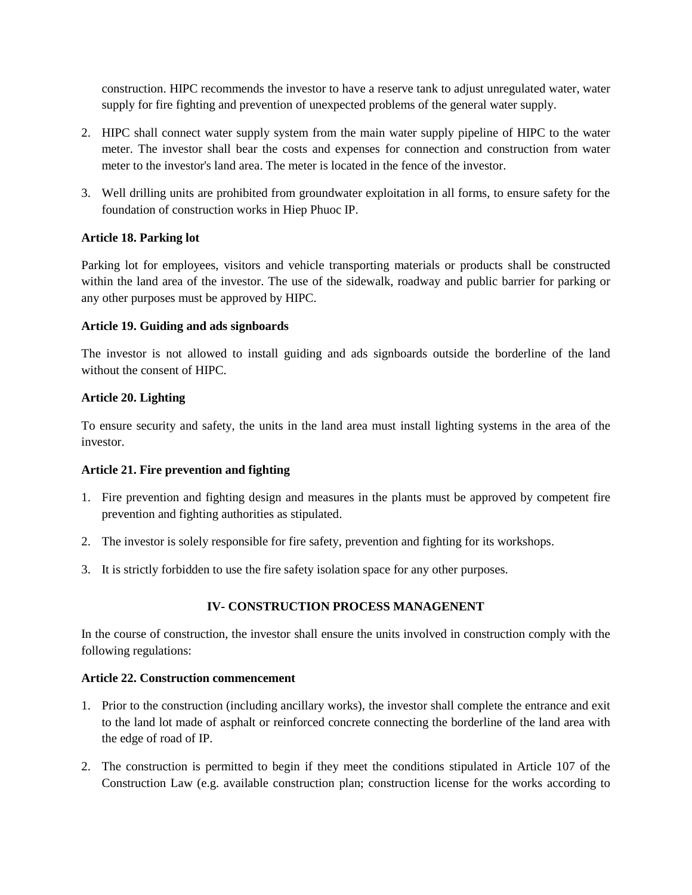construction. HIPC recommends the investor to have a reserve tank to adjust unregulated water, water supply for fire fighting and prevention of unexpected problems of the general water supply.

2. HIPC shall connect water supply system from the main water supply pipeline of HIPC to the water meter. The investor shall bear the costs and expenses for connection and construction from water meter to the investor's land area. The meter is located in the fence of the investor.

3. Well drilling units are prohibited from groundwater exploitation in all forms, to ensure safety for the foundation of construction works in Hiep Phuoc IP.

**Article 18. Parking lot**

Parking lot for employees, visitors and vehicle transporting materials or products shall be constructed within the land area of the investor. The use of the sidewalk, roadway and public barrier for parking or any other purposes must be approved by HIPC.

**Article 19. Guiding and ads signboards**

The investor is not allowed to install guiding and ads signboards outside the borderline of the land without the consent of HIPC.

**Article 20. Lighting**

To ensure security and safety, the units in the land area must install lighting systems in the area of the investor.

**Article 21. Fire prevention and fighting**

1. Fire prevention and fighting design and measures in the plants must be approved by competent fire prevention and fighting authorities as stipulated.

2. The investor is solely responsible for fire safety, prevention and fighting for its workshops.

3. It is strictly forbidden to use the fire safety isolation space for any other purposes.

## IV- CONSTRUCTION PROCESS MANAGENENT

In the course of construction, the investor shall ensure the units involved in construction comply with the following regulations:

**Article 22. Construction commencement**

1. Prior to the construction (including ancillary works), the investor shall complete the entrance and exit to the land lot made of asphalt or reinforced concrete connecting the borderline of the land area with the edge of road of IP.

2. The construction is permitted to begin if they meet the conditions stipulated in Article 107 of the Construction Law (e.g. available construction plan; construction license for the works according to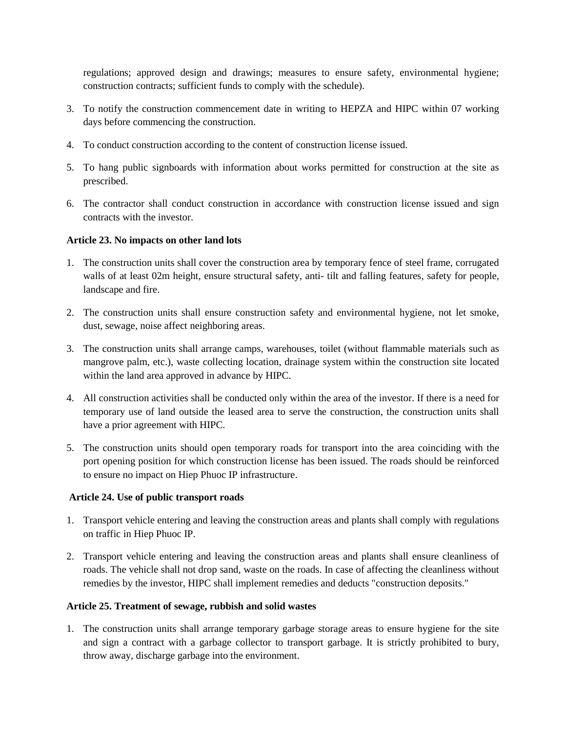regulations; approved design and drawings; measures to ensure safety, environmental hygiene; construction contracts; sufficient funds to comply with the schedule).

3. To notify the construction commencement date in writing to HEPZA and HIPC within 07 working days before commencing the construction.

4. To conduct construction according to the content of construction license issued.

5. To hang public signboards with information about works permitted for construction at the site as prescribed.

6. The contractor shall conduct construction in accordance with construction license issued and sign contracts with the investor.

**Article 23. No impacts on other land lots**

1. The construction units shall cover the construction area by temporary fence of steel frame, corrugated walls of at least 02m height, ensure structural safety, anti- tilt and falling features, safety for people, landscape and fire.

2. The construction units shall ensure construction safety and environmental hygiene, not let smoke, dust, sewage, noise affect neighboring areas.

3. The construction units shall arrange camps, warehouses, toilet (without flammable materials such as mangrove palm, etc.), waste collecting location, drainage system within the construction site located within the land area approved in advance by HIPC.

4. All construction activities shall be conducted only within the area of the investor. If there is a need for temporary use of land outside the leased area to serve the construction, the construction units shall have a prior agreement with HIPC.

5. The construction units should open temporary roads for transport into the area coinciding with the port opening position for which construction license has been issued. The roads should be reinforced to ensure no impact on Hiep Phuoc IP infrastructure.

**Article 24. Use of public transport roads**

1. Transport vehicle entering and leaving the construction areas and plants shall comply with regulations on traffic in Hiep Phuoc IP.

2. Transport vehicle entering and leaving the construction areas and plants shall ensure cleanliness of roads. The vehicle shall not drop sand, waste on the roads. In case of affecting the cleanliness without remedies by the investor, HIPC shall implement remedies and deducts "construction deposits."

**Article 25. Treatment of sewage, rubbish and solid wastes**

1. The construction units shall arrange temporary garbage storage areas to ensure hygiene for the site and sign a contract with a garbage collector to transport garbage. It is strictly prohibited to bury, throw away, discharge garbage into the environment.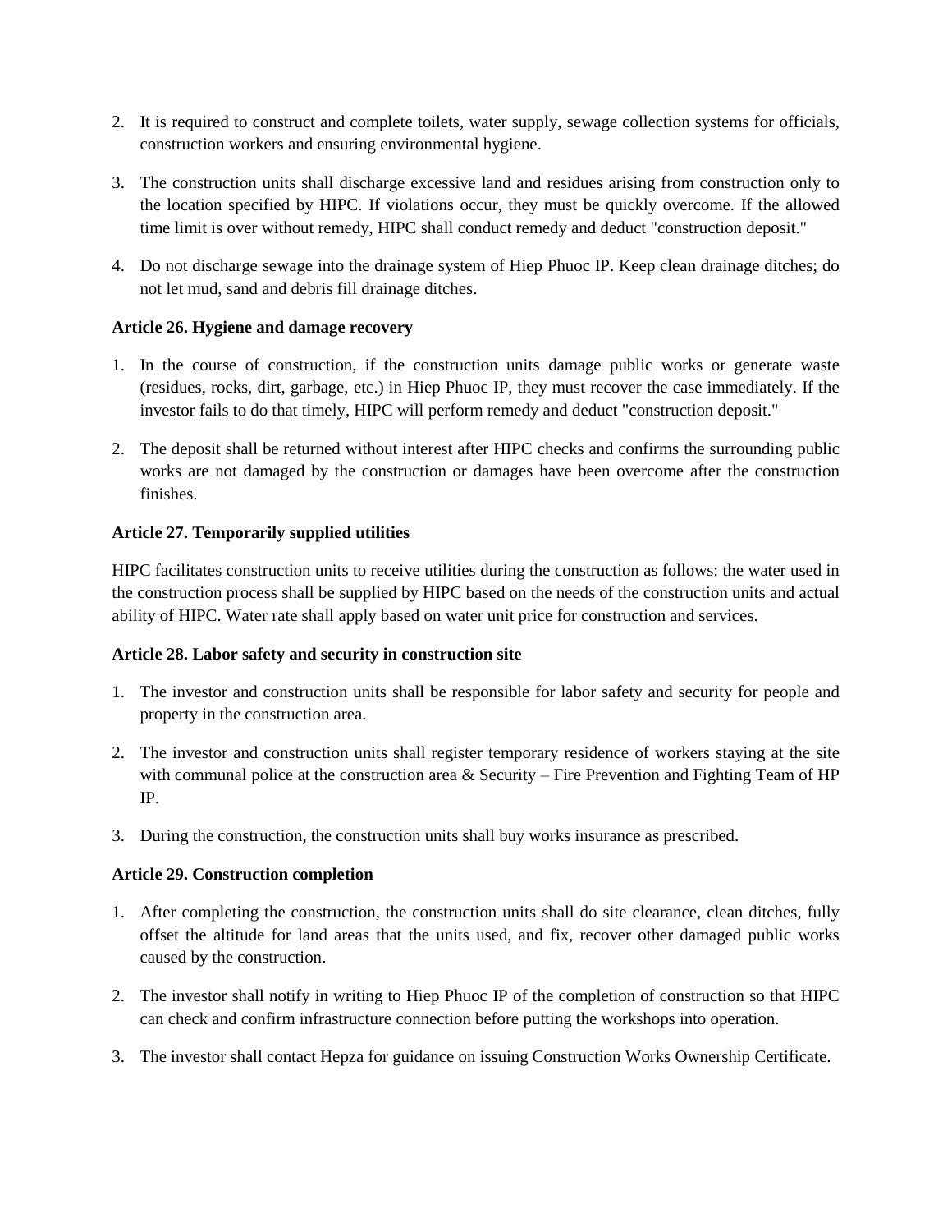2. It is required to construct and complete toilets, water supply, sewage collection systems for officials, construction workers and ensuring environmental hygiene.

3. The construction units shall discharge excessive land and residues arising from construction only to the location specified by HIPC. If violations occur, they must be quickly overcome. If the allowed time limit is over without remedy, HIPC shall conduct remedy and deduct "construction deposit."

4. Do not discharge sewage into the drainage system of Hiep Phuoc IP. Keep clean drainage ditches; do not let mud, sand and debris fill drainage ditches.

**Article 26. Hygiene and damage recovery**

1. In the course of construction, if the construction units damage public works or generate waste (residues, rocks, dirt, garbage, etc.) in Hiep Phuoc IP, they must recover the case immediately. If the investor fails to do that timely, HIPC will perform remedy and deduct "construction deposit."

2. The deposit shall be returned without interest after HIPC checks and confirms the surrounding public works are not damaged by the construction or damages have been overcome after the construction finishes.

**Article 27. Temporarily supplied utilities**

HIPC facilitates construction units to receive utilities during the construction as follows: the water used in the construction process shall be supplied by HIPC based on the needs of the construction units and actual ability of HIPC. Water rate shall apply based on water unit price for construction and services.

**Article 28. Labor safety and security in construction site**

1. The investor and construction units shall be responsible for labor safety and security for people and property in the construction area.

2. The investor and construction units shall register temporary residence of workers staying at the site with communal police at the construction area & Security – Fire Prevention and Fighting Team of HP IP.

3. During the construction, the construction units shall buy works insurance as prescribed.

**Article 29. Construction completion**

1. After completing the construction, the construction units shall do site clearance, clean ditches, fully offset the altitude for land areas that the units used, and fix, recover other damaged public works caused by the construction.

2. The investor shall notify in writing to Hiep Phuoc IP of the completion of construction so that HIPC can check and confirm infrastructure connection before putting the workshops into operation.

3. The investor shall contact Hepza for guidance on issuing Construction Works Ownership Certificate.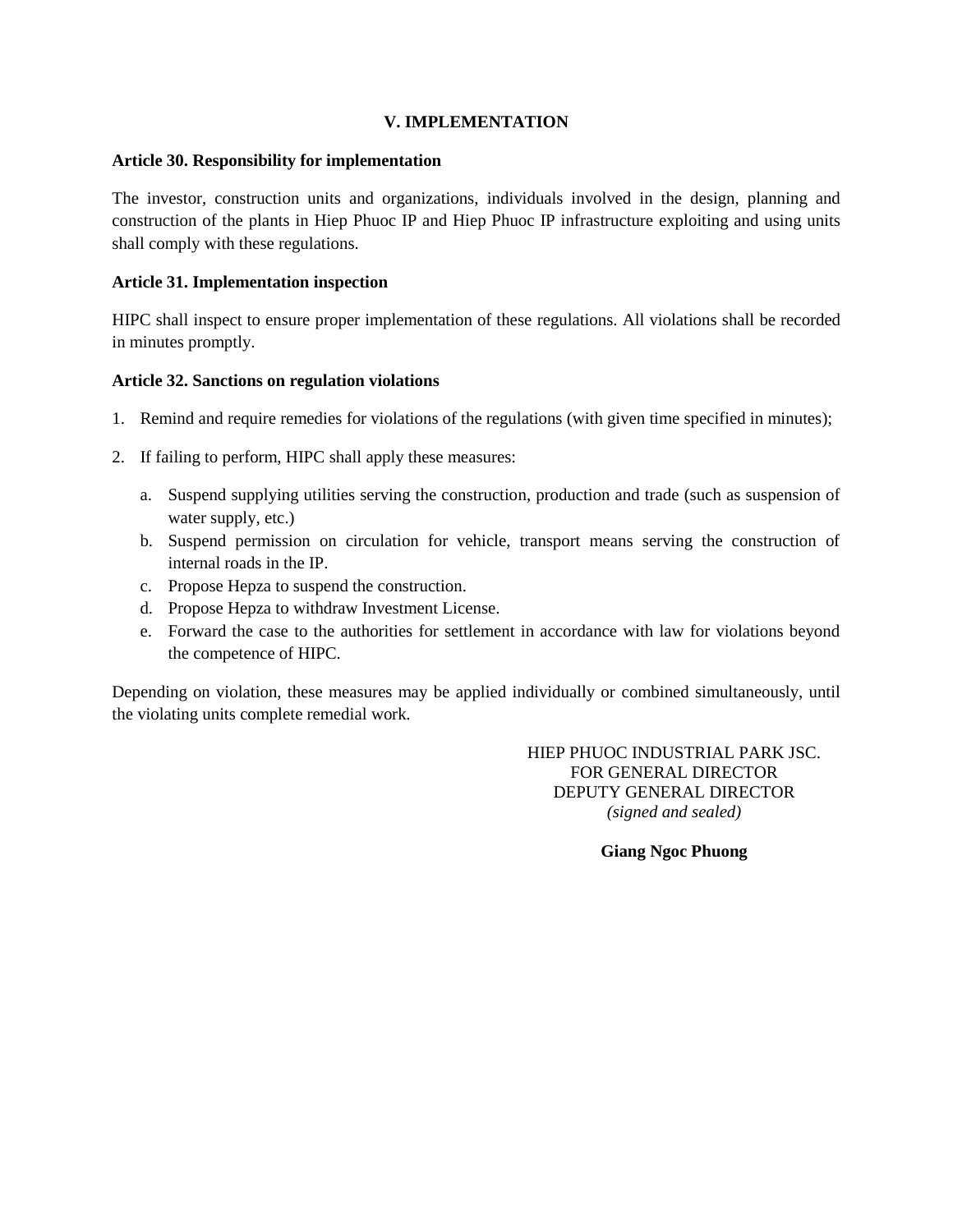## V. IMPLEMENTATION

**Article 30. Responsibility for implementation**

The investor, construction units and organizations, individuals involved in the design, planning and construction of the plants in Hiep Phuoc IP and Hiep Phuoc IP infrastructure exploiting and using units shall comply with these regulations.

**Article 31. Implementation inspection**

HIPC shall inspect to ensure proper implementation of these regulations. All violations shall be recorded in minutes promptly.

**Article 32. Sanctions on regulation violations**

1. Remind and require remedies for violations of the regulations (with given time specified in minutes);

2. If failing to perform, HIPC shall apply these measures:

   a. Suspend supplying utilities serving the construction, production and trade (such as suspension of water supply, etc.)
   b. Suspend permission on circulation for vehicle, transport means serving the construction of internal roads in the IP.
   c. Propose Hepza to suspend the construction.
   d. Propose Hepza to withdraw Investment License.
   e. Forward the case to the authorities for settlement in accordance with law for violations beyond the competence of HIPC.

Depending on violation, these measures may be applied individually or combined simultaneously, until the violating units complete remedial work.

HIEP PHUOC INDUSTRIAL PARK JSC.
FOR GENERAL DIRECTOR
DEPUTY GENERAL DIRECTOR
*(signed and sealed)*

**Giang Ngoc Phuong**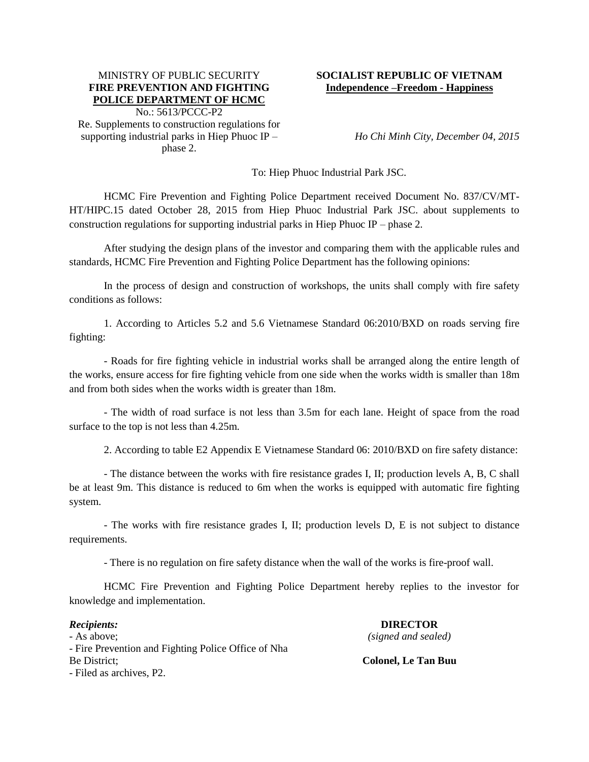MINISTRY OF PUBLIC SECURITY
**FIRE PREVENTION AND FIGHTING POLICE DEPARTMENT OF HCMC**
No.: 5613/PCCC-P2
Re. Supplements to construction regulations for supporting industrial parks in Hiep Phuoc IP – phase 2.

**SOCIALIST REPUBLIC OF VIETNAM**
**Independence –Freedom - Happiness**

*Ho Chi Minh City, December 04, 2015*

To: Hiep Phuoc Industrial Park JSC.

HCMC Fire Prevention and Fighting Police Department received Document No. 837/CV/MT-HT/HIPC.15 dated October 28, 2015 from Hiep Phuoc Industrial Park JSC. about supplements to construction regulations for supporting industrial parks in Hiep Phuoc IP – phase 2.

After studying the design plans of the investor and comparing them with the applicable rules and standards, HCMC Fire Prevention and Fighting Police Department has the following opinions:

In the process of design and construction of workshops, the units shall comply with fire safety conditions as follows:

1. According to Articles 5.2 and 5.6 Vietnamese Standard 06:2010/BXD on roads serving fire fighting:

- Roads for fire fighting vehicle in industrial works shall be arranged along the entire length of the works, ensure access for fire fighting vehicle from one side when the works width is smaller than 18m and from both sides when the works width is greater than 18m.

- The width of road surface is not less than 3.5m for each lane. Height of space from the road surface to the top is not less than 4.25m.

2. According to table E2 Appendix E Vietnamese Standard 06: 2010/BXD on fire safety distance:

- The distance between the works with fire resistance grades I, II; production levels A, B, C shall be at least 9m. This distance is reduced to 6m when the works is equipped with automatic fire fighting system.

- The works with fire resistance grades I, II; production levels D, E is not subject to distance requirements.

- There is no regulation on fire safety distance when the wall of the works is fire-proof wall.

HCMC Fire Prevention and Fighting Police Department hereby replies to the investor for knowledge and implementation.

***Recipients:***
- As above;
- Fire Prevention and Fighting Police Office of Nha Be District;
- Filed as archives, P2.

**DIRECTOR**
*(signed and sealed)*

**Colonel, Le Tan Buu**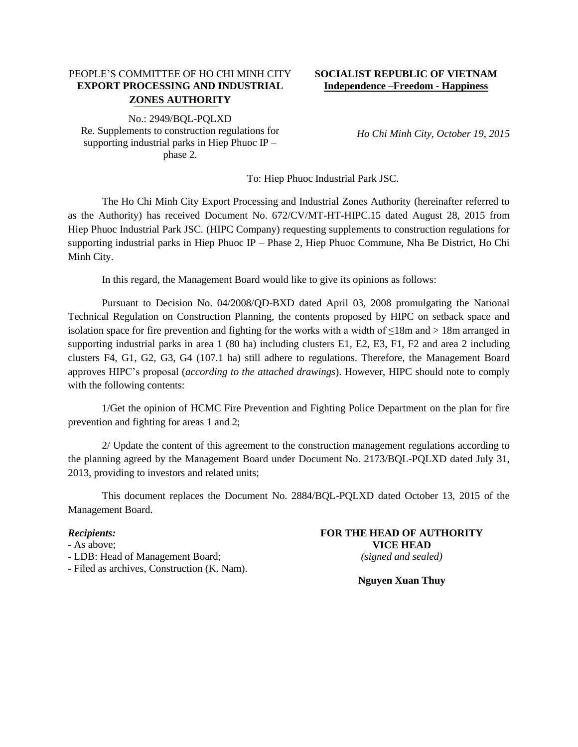PEOPLE'S COMMITTEE OF HO CHI MINH CITY
**EXPORT PROCESSING AND INDUSTRIAL ZONES AUTHORITY**

**SOCIALIST REPUBLIC OF VIETNAM**
**Independence –Freedom - Happiness**

No.: 2949/BQL-PQLXD
Re. Supplements to construction regulations for supporting industrial parks in Hiep Phuoc IP – phase 2.

*Ho Chi Minh City, October 19, 2015*

To: Hiep Phuoc Industrial Park JSC.

The Ho Chi Minh City Export Processing and Industrial Zones Authority (hereinafter referred to as the Authority) has received Document No. 672/CV/MT-HT-HIPC.15 dated August 28, 2015 from Hiep Phuoc Industrial Park JSC. (HIPC Company) requesting supplements to construction regulations for supporting industrial parks in Hiep Phuoc IP – Phase 2, Hiep Phuoc Commune, Nha Be District, Ho Chi Minh City.

In this regard, the Management Board would like to give its opinions as follows:

Pursuant to Decision No. 04/2008/QD-BXD dated April 03, 2008 promulgating the National Technical Regulation on Construction Planning, the contents proposed by HIPC on setback space and isolation space for fire prevention and fighting for the works with a width of ≤18m and > 18m arranged in supporting industrial parks in area 1 (80 ha) including clusters E1, E2, E3, F1, F2 and area 2 including clusters F4, G1, G2, G3, G4 (107.1 ha) still adhere to regulations. Therefore, the Management Board approves HIPC's proposal (*according to the attached drawings*). However, HIPC should note to comply with the following contents:

1/Get the opinion of HCMC Fire Prevention and Fighting Police Department on the plan for fire prevention and fighting for areas 1 and 2;

2/ Update the content of this agreement to the construction management regulations according to the planning agreed by the Management Board under Document No. 2173/BQL-PQLXD dated July 31, 2013, providing to investors and related units;

This document replaces the Document No. 2884/BQL-PQLXD dated October 13, 2015 of the Management Board.

***Recipients:***
- As above;
- LDB: Head of Management Board;
- Filed as archives, Construction (K. Nam).

**FOR THE HEAD OF AUTHORITY**
**VICE HEAD**
*(signed and sealed)*

**Nguyen Xuan Thuy**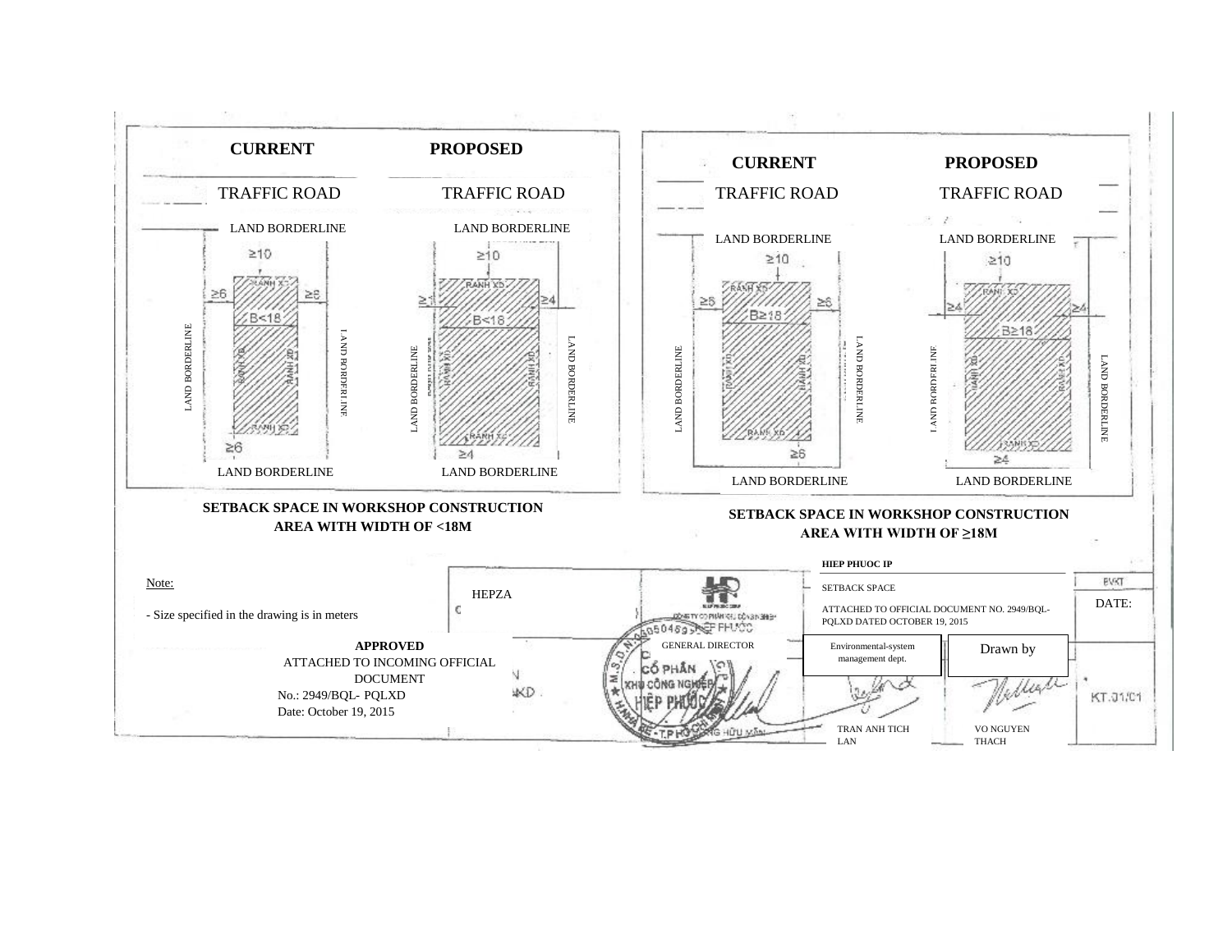CURRENT

PROPOSED

TRAFFIC ROAD

TRAFFIC ROAD

LAND BORDERLINE

LAND BORDERLINE

≥10

≥10

≥6 ≥6

≥4 ≥4

B<18

B<18

LAND BORDERLINE

LAND BORDERLINE

LAND BORDERLINE

LAND BORDERLINE

≥6

≥4

LAND BORDERLINE

LAND BORDERLINE

**SETBACK SPACE IN WORKSHOP CONSTRUCTION AREA WITH WIDTH OF <18M**

CURRENT

PROPOSED

TRAFFIC ROAD

TRAFFIC ROAD

LAND BORDERLINE

LAND BORDERLINE

≥10

≥10

≥6 ≥6

≥4 ≥4

B≥18

B≥18

LAND BORDERLINE

LAND BORDERLINE

LAND BORDERLINE

LAND BORDERLINE

≥6

≥4

LAND BORDERLINE

LAND BORDERLINE

**SETBACK SPACE IN WORKSHOP CONSTRUCTION AREA WITH WIDTH OF ≥18M**

Note:

- Size specified in the drawing is in meters

**APPROVED**
ATTACHED TO INCOMING OFFICIAL DOCUMENT
No.: 2949/BQL- PQLXD
Date: October 19, 2015

HEPZA

GENERAL DIRECTOR

**HIEP PHUOC IP**

SETBACK SPACE

ATTACHED TO OFFICIAL DOCUMENT NO. 2949/BQL-PQLXD DATED OCTOBER 19, 2015

DATE:

Environmental-system management dept.

Drawn by

TRAN ANH TICH LAN

VO NGUYEN THACH

KT.01/01